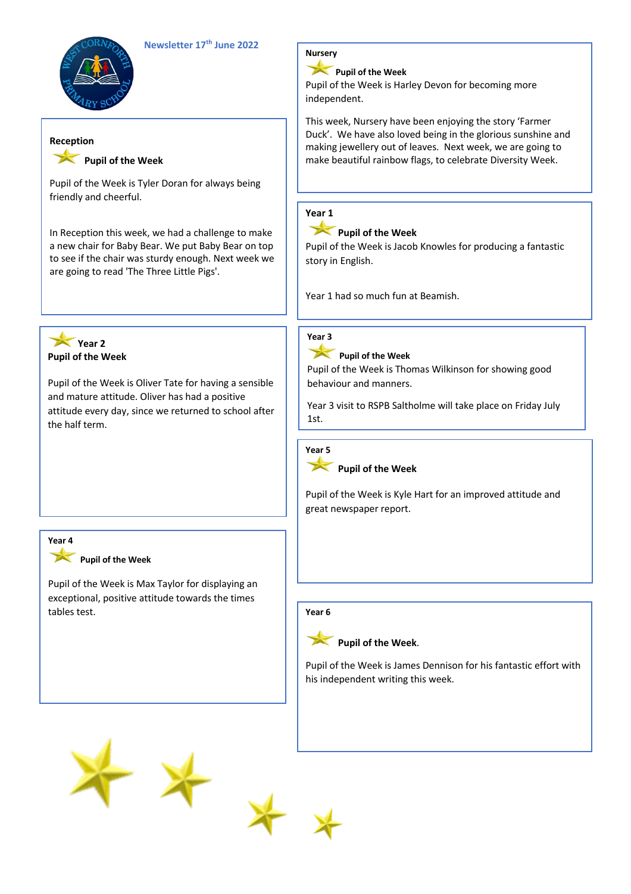Newsletter 17th June 2022

## Nursery

**Pupil of the Week**

Pupil of the Week is Harley Devon for becoming more independent.

This week, Nursery have been enjoying the story 'Farmer Duck'. We have also loved being in the glorious sunshine and making jewellery out of leaves. Next week, we are going to make beautiful rainbow flags, to celebrate Diversity Week.

## Reception

**Pupil of the Week**

Pupil of the Week is Tyler Doran for always being friendly and cheerful.

In Reception this week, we had a challenge to make a new chair for Baby Bear. We put Baby Bear on top to see if the chair was sturdy enough. Next week we are going to read 'The Three Little Pigs'.

## Year 1

**Pupil of the Week**

Pupil of the Week is Jacob Knowles for producing a fantastic story in English.

Year 1 had so much fun at Beamish.

## Year 2

**Pupil of the Week**

Pupil of the Week is Oliver Tate for having a sensible and mature attitude. Oliver has had a positive attitude every day, since we returned to school after the half term.

## Year 3

**Pupil of the Week**

Pupil of the Week is Thomas Wilkinson for showing good behaviour and manners.

Year 3 visit to RSPB Saltholme will take place on Friday July 1st.

## Year 4

**Pupil of the Week**

Pupil of the Week is Max Taylor for displaying an exceptional, positive attitude towards the times tables test.

## Year 5

**Pupil of the Week**

Pupil of the Week is Kyle Hart for an improved attitude and great newspaper report.

## Year 6

**Pupil of the Week.**

Pupil of the Week is James Dennison for his fantastic effort with his independent writing this week.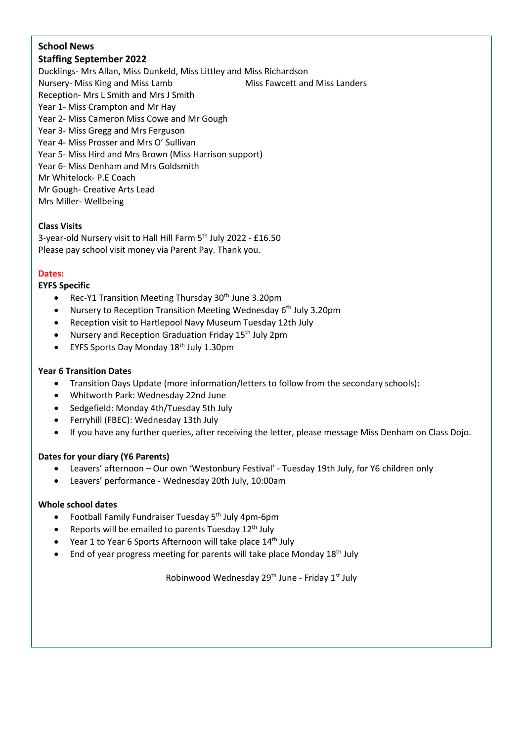**School News**

**Staffing September 2022**

Ducklings- Mrs Allan, Miss Dunkeld, Miss Littley and Miss Richardson

Nursery- Miss King and Miss Lamb Miss Fawcett and Miss Landers

Reception- Mrs L Smith and Mrs J Smith

Year 1- Miss Crampton and Mr Hay

Year 2- Miss Cameron Miss Cowe and Mr Gough

Year 3- Miss Gregg and Mrs Ferguson

Year 4- Miss Prosser and Mrs O' Sullivan

Year 5- Miss Hird and Mrs Brown (Miss Harrison support)

Year 6- Miss Denham and Mrs Goldsmith

Mr Whitelock- P.E Coach

Mr Gough- Creative Arts Lead

Mrs Miller- Wellbeing

**Class Visits**

3-year-old Nursery visit to Hall Hill Farm 5th July 2022 - £16.50

Please pay school visit money via Parent Pay. Thank you.

**Dates:**

**EYFS Specific**

- Rec-Y1 Transition Meeting Thursday 30th June 3.20pm
- Nursery to Reception Transition Meeting Wednesday 6th July 3.20pm
- Reception visit to Hartlepool Navy Museum Tuesday 12th July
- Nursery and Reception Graduation Friday 15th July 2pm
- EYFS Sports Day Monday 18th July 1.30pm

**Year 6 Transition Dates**

- Transition Days Update (more information/letters to follow from the secondary schools):
- Whitworth Park: Wednesday 22nd June
- Sedgefield: Monday 4th/Tuesday 5th July
- Ferryhill (FBEC): Wednesday 13th July
- If you have any further queries, after receiving the letter, please message Miss Denham on Class Dojo.

**Dates for your diary (Y6 Parents)**

- Leavers' afternoon – Our own 'Westonbury Festival' - Tuesday 19th July, for Y6 children only
- Leavers' performance - Wednesday 20th July, 10:00am

**Whole school dates**

- Football Family Fundraiser Tuesday 5th July 4pm-6pm
- Reports will be emailed to parents Tuesday 12th July
- Year 1 to Year 6 Sports Afternoon will take place 14th July
- End of year progress meeting for parents will take place Monday 18th July

Robinwood Wednesday 29th June - Friday 1st July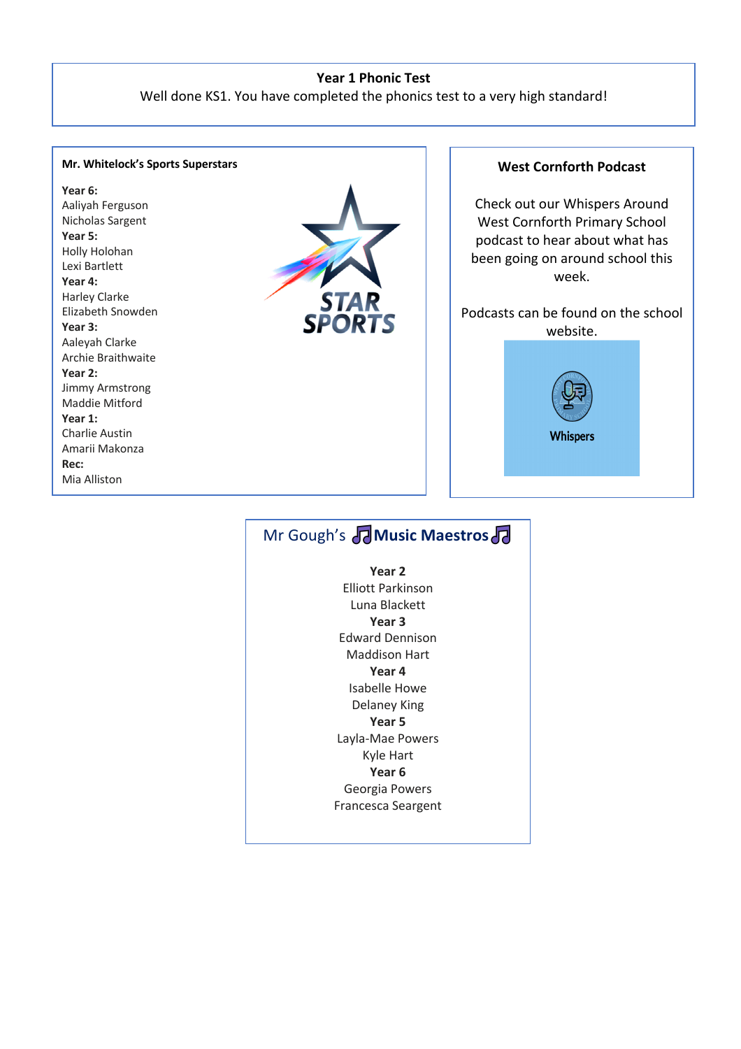**Year 1 Phonic Test**

Well done KS1. You have completed the phonics test to a very high standard!

**Mr. Whitelock's Sports Superstars**

**Year 6:**
Aaliyah Ferguson
Nicholas Sargent
**Year 5:**
Holly Holohan
Lexi Bartlett
**Year 4:**
Harley Clarke
Elizabeth Snowden
**Year 3:**
Aaleyah Clarke
Archie Braithwaite
**Year 2:**
Jimmy Armstrong
Maddie Mitford
**Year 1:**
Charlie Austin
Amarii Makonza
**Rec:**
Mia Alliston

**West Cornforth Podcast**

Check out our Whispers Around West Cornforth Primary School podcast to hear about what has been going on around school this week.

Podcasts can be found on the school website.

Whispers

Mr Gough's 🎵**Music Maestros**🎵

**Year 2**
Elliott Parkinson
Luna Blackett
**Year 3**
Edward Dennison
Maddison Hart
**Year 4**
Isabelle Howe
Delaney King
**Year 5**
Layla-Mae Powers
Kyle Hart
**Year 6**
Georgia Powers
Francesca Seargent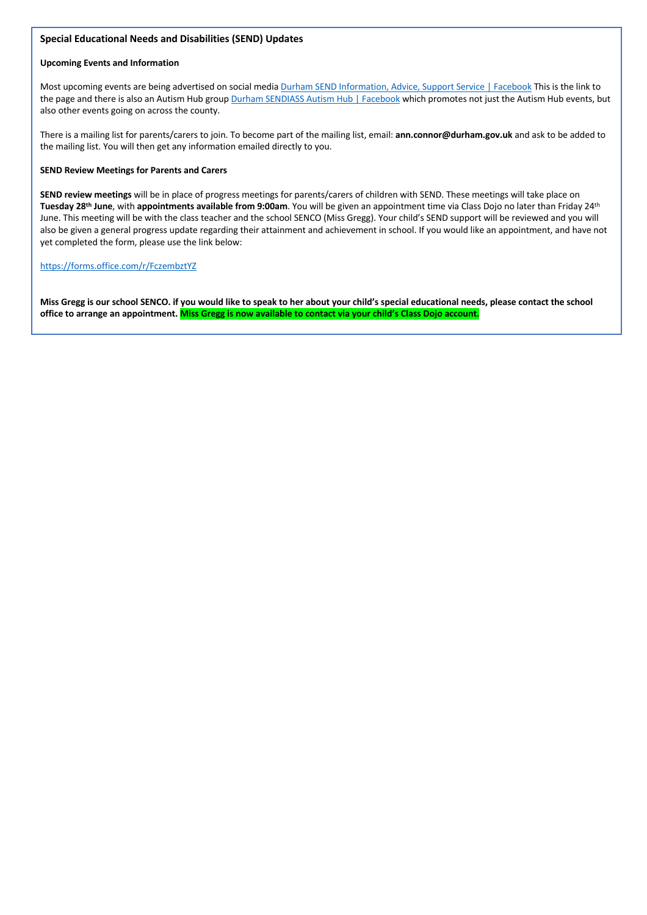## Special Educational Needs and Disabilities (SEND) Updates

### Upcoming Events and Information

Most upcoming events are being advertised on social media Durham SEND Information, Advice, Support Service | Facebook This is the link to the page and there is also an Autism Hub group Durham SENDIASS Autism Hub | Facebook which promotes not just the Autism Hub events, but also other events going on across the county.

There is a mailing list for parents/carers to join. To become part of the mailing list, email: **ann.connor@durham.gov.uk** and ask to be added to the mailing list. You will then get any information emailed directly to you.

### SEND Review Meetings for Parents and Carers

**SEND review meetings** will be in place of progress meetings for parents/carers of children with SEND. These meetings will take place on **Tuesday 28th June**, with **appointments available from 9:00am**. You will be given an appointment time via Class Dojo no later than Friday 24th June. This meeting will be with the class teacher and the school SENCO (Miss Gregg). Your child's SEND support will be reviewed and you will also be given a general progress update regarding their attainment and achievement in school. If you would like an appointment, and have not yet completed the form, please use the link below:

https://forms.office.com/r/FczembztYZ

**Miss Gregg is our school SENCO. if you would like to speak to her about your child's special educational needs, please contact the school office to arrange an appointment. Miss Gregg is now available to contact via your child's Class Dojo account.**